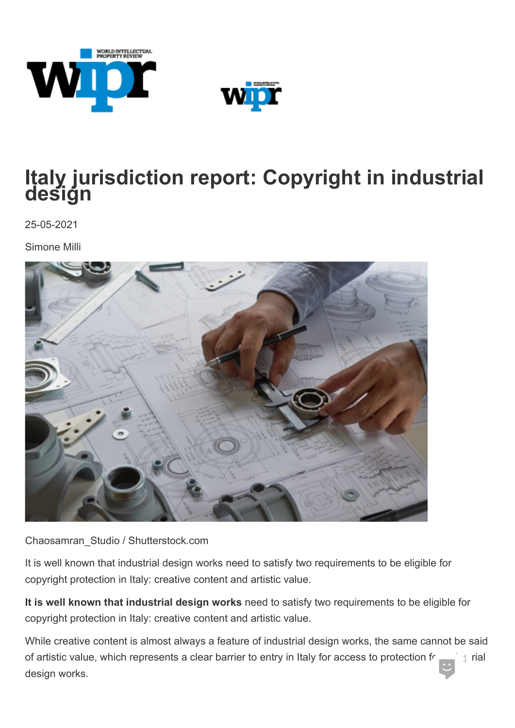# Italy jurisdiction report: Copyright in industrial design

25-05-2021

Simone Milli

Chaosamran_Studio / Shutterstock.com

It is well known that industrial design works need to satisfy two requirements to be eligible for copyright protection in Italy: creative content and artistic value.

**It is well known that industrial design works** need to satisfy two requirements to be eligible for copyright protection in Italy: creative content and artistic value.

While creative content is almost always a feature of industrial design works, the same cannot be said of artistic value, which represents a clear barrier to entry in Italy for access to protection fr... rial design works.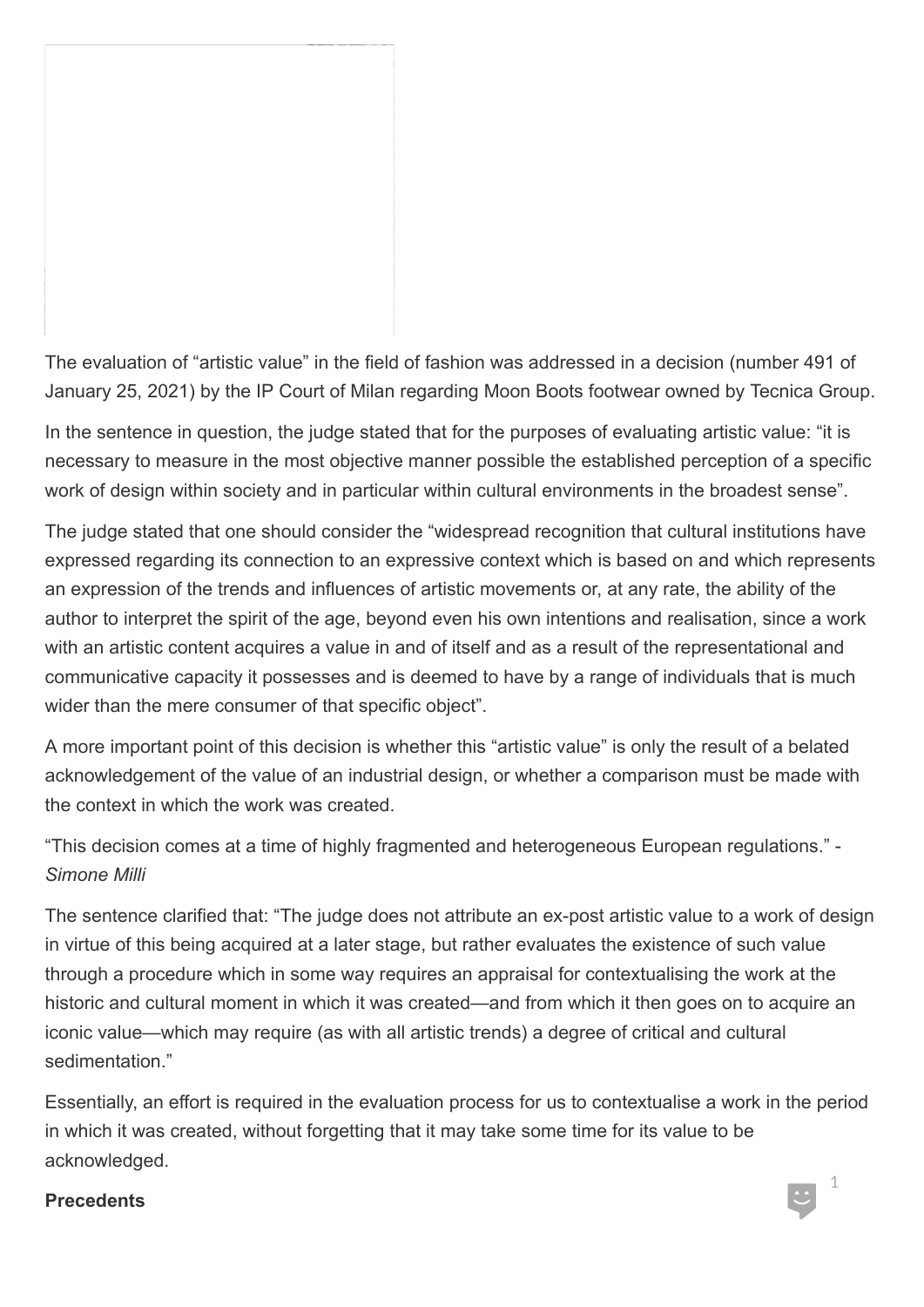The evaluation of "artistic value" in the field of fashion was addressed in a decision (number 491 of January 25, 2021) by the IP Court of Milan regarding Moon Boots footwear owned by Tecnica Group.

In the sentence in question, the judge stated that for the purposes of evaluating artistic value: "it is necessary to measure in the most objective manner possible the established perception of a specific work of design within society and in particular within cultural environments in the broadest sense".

The judge stated that one should consider the "widespread recognition that cultural institutions have expressed regarding its connection to an expressive context which is based on and which represents an expression of the trends and influences of artistic movements or, at any rate, the ability of the author to interpret the spirit of the age, beyond even his own intentions and realisation, since a work with an artistic content acquires a value in and of itself and as a result of the representational and communicative capacity it possesses and is deemed to have by a range of individuals that is much wider than the mere consumer of that specific object".

A more important point of this decision is whether this "artistic value" is only the result of a belated acknowledgement of the value of an industrial design, or whether a comparison must be made with the context in which the work was created.

"This decision comes at a time of highly fragmented and heterogeneous European regulations." - *Simone Milli*

The sentence clarified that: "The judge does not attribute an ex-post artistic value to a work of design in virtue of this being acquired at a later stage, but rather evaluates the existence of such value through a procedure which in some way requires an appraisal for contextualising the work at the historic and cultural moment in which it was created—and from which it then goes on to acquire an iconic value—which may require (as with all artistic trends) a degree of critical and cultural sedimentation."

Essentially, an effort is required in the evaluation process for us to contextualise a work in the period in which it was created, without forgetting that it may take some time for its value to be acknowledged.

**Precedents**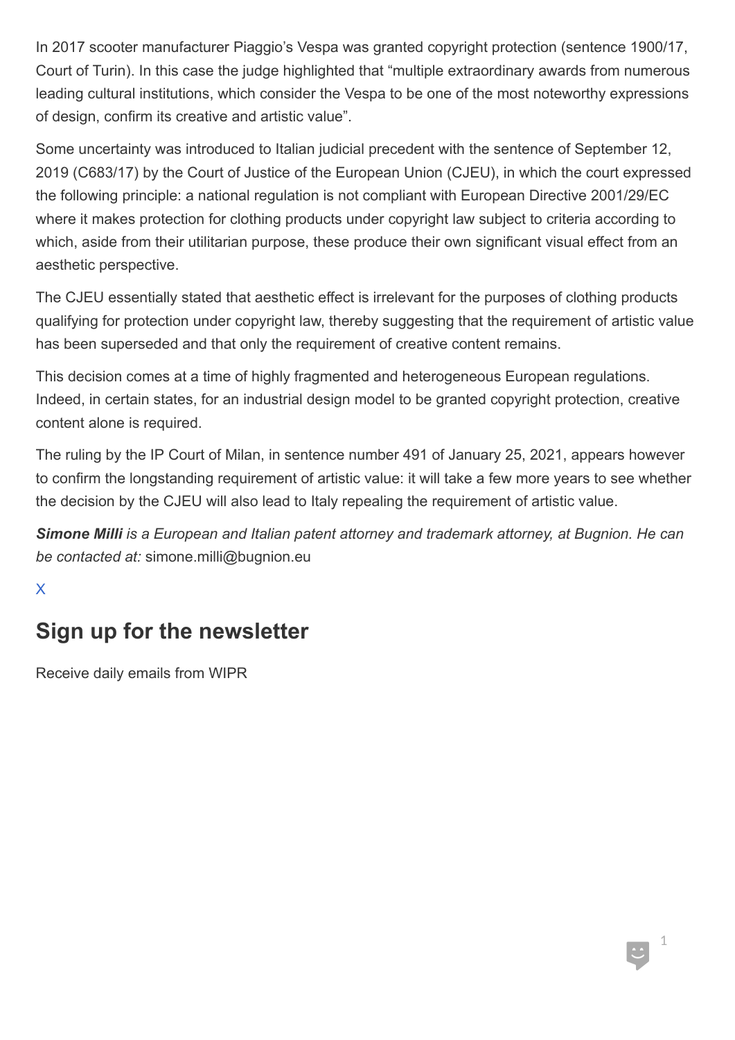In 2017 scooter manufacturer Piaggio's Vespa was granted copyright protection (sentence 1900/17, Court of Turin). In this case the judge highlighted that "multiple extraordinary awards from numerous leading cultural institutions, which consider the Vespa to be one of the most noteworthy expressions of design, confirm its creative and artistic value".

Some uncertainty was introduced to Italian judicial precedent with the sentence of September 12, 2019 (C683/17) by the Court of Justice of the European Union (CJEU), in which the court expressed the following principle: a national regulation is not compliant with European Directive 2001/29/EC where it makes protection for clothing products under copyright law subject to criteria according to which, aside from their utilitarian purpose, these produce their own significant visual effect from an aesthetic perspective.

The CJEU essentially stated that aesthetic effect is irrelevant for the purposes of clothing products qualifying for protection under copyright law, thereby suggesting that the requirement of artistic value has been superseded and that only the requirement of creative content remains.

This decision comes at a time of highly fragmented and heterogeneous European regulations. Indeed, in certain states, for an industrial design model to be granted copyright protection, creative content alone is required.

The ruling by the IP Court of Milan, in sentence number 491 of January 25, 2021, appears however to confirm the longstanding requirement of artistic value: it will take a few more years to see whether the decision by the CJEU will also lead to Italy repealing the requirement of artistic value.

***Simone Milli*** *is a European and Italian patent attorney and trademark attorney, at Bugnion. He can be contacted at:* simone.milli@bugnion.eu

X

## Sign up for the newsletter

Receive daily emails from WIPR